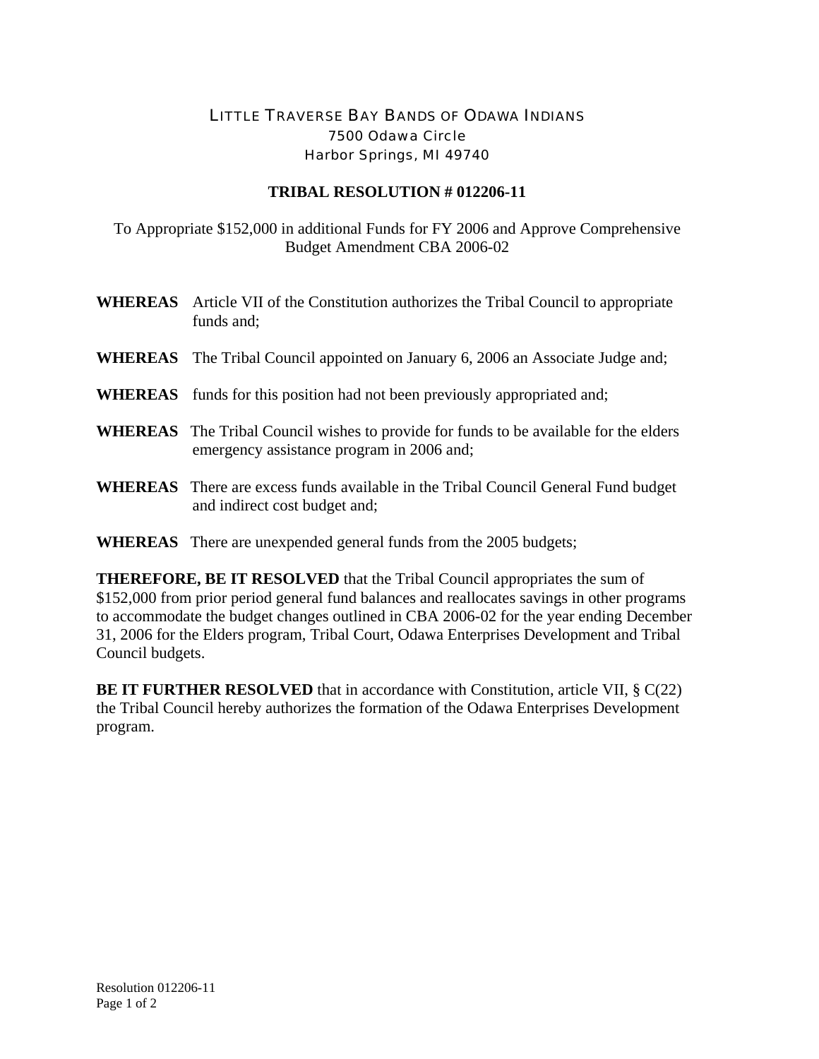LITTLE TRAVERSE BAY BANDS OF ODAWA INDIANS
7500 Odawa Circle
Harbor Springs, MI 49740

**TRIBAL RESOLUTION # 012206-11**

To Appropriate $152,000 in additional Funds for FY 2006 and Approve Comprehensive Budget Amendment CBA 2006-02

**WHEREAS** Article VII of the Constitution authorizes the Tribal Council to appropriate funds and;

**WHEREAS** The Tribal Council appointed on January 6, 2006 an Associate Judge and;

**WHEREAS** funds for this position had not been previously appropriated and;

**WHEREAS** The Tribal Council wishes to provide for funds to be available for the elders emergency assistance program in 2006 and;

**WHEREAS** There are excess funds available in the Tribal Council General Fund budget and indirect cost budget and;

**WHEREAS** There are unexpended general funds from the 2005 budgets;

**THEREFORE, BE IT RESOLVED** that the Tribal Council appropriates the sum of $152,000 from prior period general fund balances and reallocates savings in other programs to accommodate the budget changes outlined in CBA 2006-02 for the year ending December 31, 2006 for the Elders program, Tribal Court, Odawa Enterprises Development and Tribal Council budgets.

**BE IT FURTHER RESOLVED** that in accordance with Constitution, article VII, § C(22) the Tribal Council hereby authorizes the formation of the Odawa Enterprises Development program.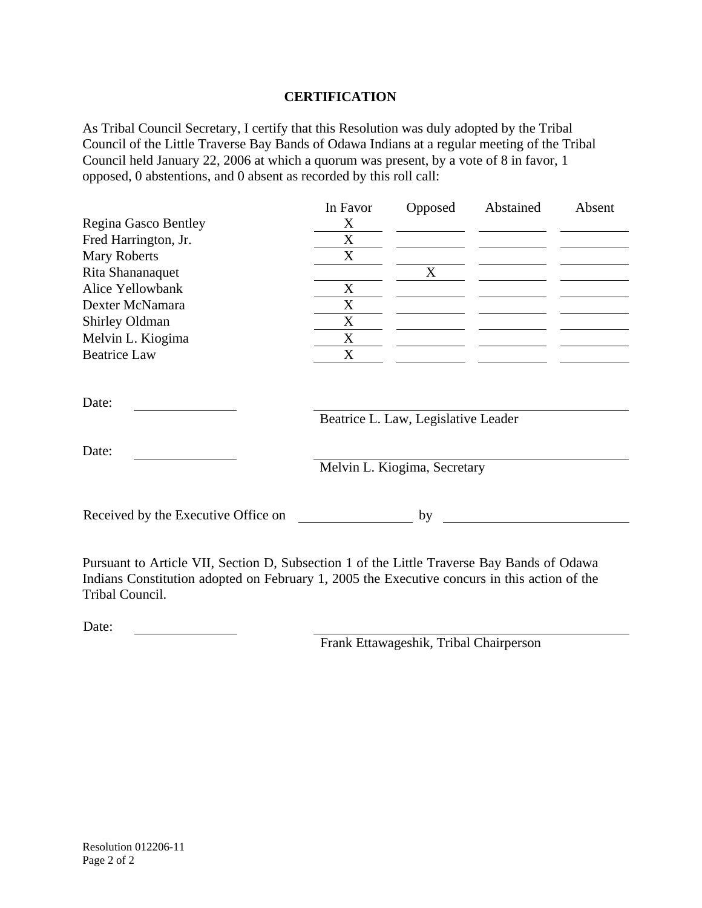## CERTIFICATION

As Tribal Council Secretary, I certify that this Resolution was duly adopted by the Tribal Council of the Little Traverse Bay Bands of Odawa Indians at a regular meeting of the Tribal Council held January 22, 2006 at which a quorum was present, by a vote of 8 in favor, 1 opposed, 0 abstentions, and 0 absent as recorded by this roll call:

| | In Favor | Opposed | Abstained | Absent |
|---|---|---|---|---|
| Regina Gasco Bentley | X | | | |
| Fred Harrington, Jr. | X | | | |
| Mary Roberts | X | | | |
| Rita Shananaquet | | X | | |
| Alice Yellowbank | X | | | |
| Dexter McNamara | X | | | |
| Shirley Oldman | X | | | |
| Melvin L. Kiogima | X | | | |
| Beatrice Law | X | | | |

Date: ______________ ______________________________
Beatrice L. Law, Legislative Leader

Date: ______________ ______________________________
Melvin L. Kiogima, Secretary

Received by the Executive Office on ______________ by ______________________

Pursuant to Article VII, Section D, Subsection 1 of the Little Traverse Bay Bands of Odawa Indians Constitution adopted on February 1, 2005 the Executive concurs in this action of the Tribal Council.

Date: ______________ ______________________________
Frank Ettawageshik, Tribal Chairperson

Resolution 012206-11